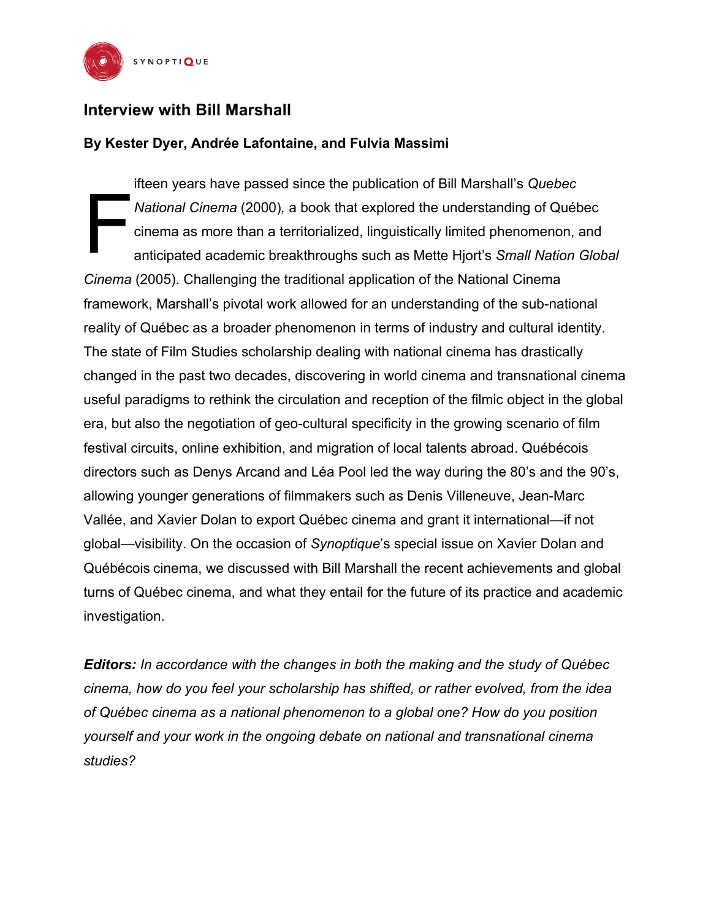# Interview with Bill Marshall

**By Kester Dyer, Andrée Lafontaine, and Fulvia Massimi**

Fifteen years have passed since the publication of Bill Marshall's *Quebec National Cinema* (2000), a book that explored the understanding of Québec cinema as more than a territorialized, linguistically limited phenomenon, and anticipated academic breakthroughs such as Mette Hjort's *Small Nation Global Cinema* (2005). Challenging the traditional application of the National Cinema framework, Marshall's pivotal work allowed for an understanding of the sub-national reality of Québec as a broader phenomenon in terms of industry and cultural identity. The state of Film Studies scholarship dealing with national cinema has drastically changed in the past two decades, discovering in world cinema and transnational cinema useful paradigms to rethink the circulation and reception of the filmic object in the global era, but also the negotiation of geo-cultural specificity in the growing scenario of film festival circuits, online exhibition, and migration of local talents abroad. Québécois directors such as Denys Arcand and Léa Pool led the way during the 80's and the 90's, allowing younger generations of filmmakers such as Denis Villeneuve, Jean-Marc Vallée, and Xavier Dolan to export Québec cinema and grant it international—if not global—visibility. On the occasion of *Synoptique*'s special issue on Xavier Dolan and Québécois cinema, we discussed with Bill Marshall the recent achievements and global turns of Québec cinema, and what they entail for the future of its practice and academic investigation.

***Editors:*** *In accordance with the changes in both the making and the study of Québec cinema, how do you feel your scholarship has shifted, or rather evolved, from the idea of Québec cinema as a national phenomenon to a global one? How do you position yourself and your work in the ongoing debate on national and transnational cinema studies?*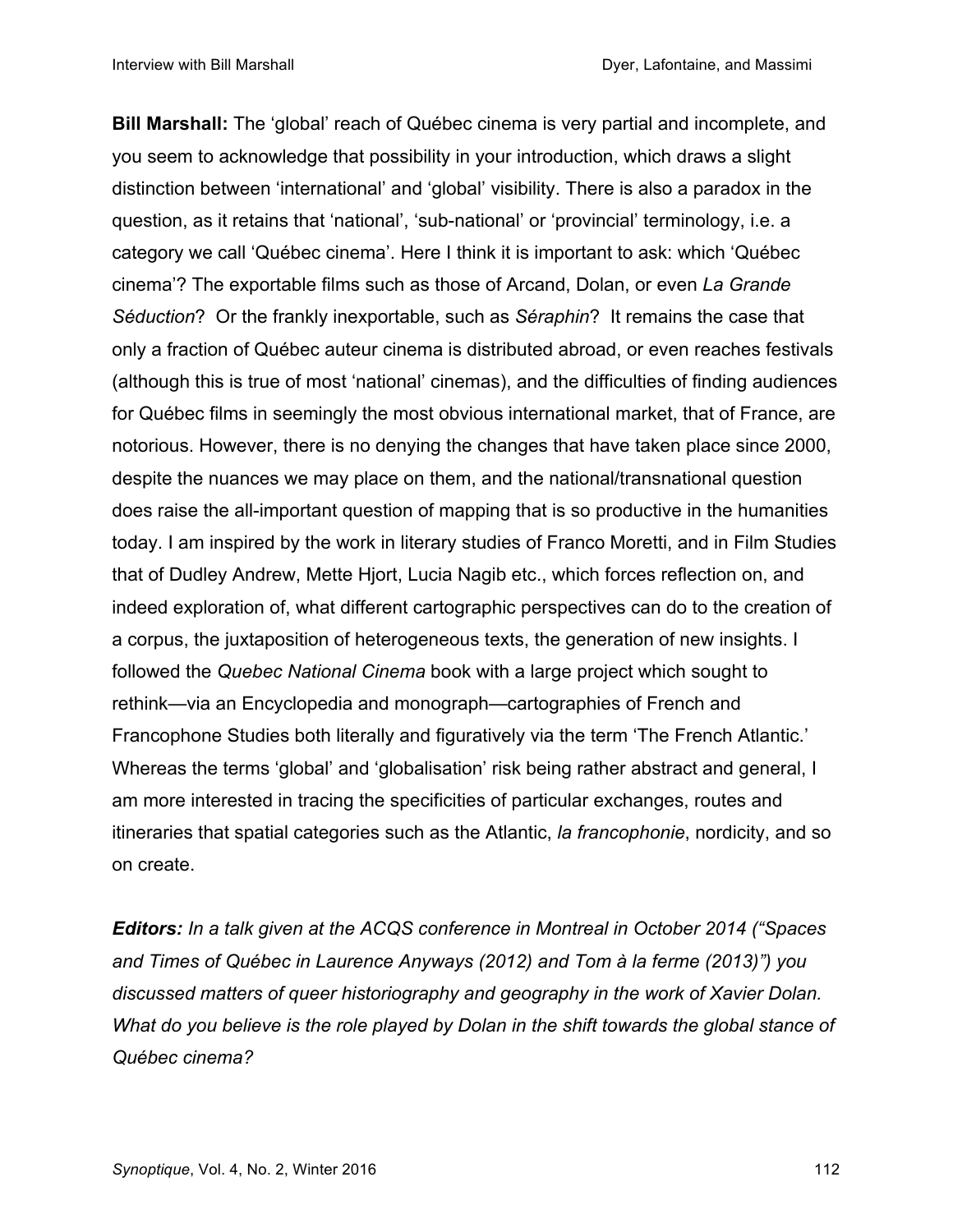**Bill Marshall:** The 'global' reach of Québec cinema is very partial and incomplete, and you seem to acknowledge that possibility in your introduction, which draws a slight distinction between 'international' and 'global' visibility. There is also a paradox in the question, as it retains that 'national', 'sub-national' or 'provincial' terminology, i.e. a category we call 'Québec cinema'. Here I think it is important to ask: which 'Québec cinema'? The exportable films such as those of Arcand, Dolan, or even *La Grande Séduction*? Or the frankly inexportable, such as *Séraphin*? It remains the case that only a fraction of Québec auteur cinema is distributed abroad, or even reaches festivals (although this is true of most 'national' cinemas), and the difficulties of finding audiences for Québec films in seemingly the most obvious international market, that of France, are notorious. However, there is no denying the changes that have taken place since 2000, despite the nuances we may place on them, and the national/transnational question does raise the all-important question of mapping that is so productive in the humanities today. I am inspired by the work in literary studies of Franco Moretti, and in Film Studies that of Dudley Andrew, Mette Hjort, Lucia Nagib etc., which forces reflection on, and indeed exploration of, what different cartographic perspectives can do to the creation of a corpus, the juxtaposition of heterogeneous texts, the generation of new insights. I followed the *Quebec National Cinema* book with a large project which sought to rethink—via an Encyclopedia and monograph—cartographies of French and Francophone Studies both literally and figuratively via the term 'The French Atlantic.' Whereas the terms 'global' and 'globalisation' risk being rather abstract and general, I am more interested in tracing the specificities of particular exchanges, routes and itineraries that spatial categories such as the Atlantic, *la francophonie*, nordicity, and so on create.

***Editors:*** *In a talk given at the ACQS conference in Montreal in October 2014 ("Spaces and Times of Québec in Laurence Anyways (2012) and Tom à la ferme (2013)") you discussed matters of queer historiography and geography in the work of Xavier Dolan. What do you believe is the role played by Dolan in the shift towards the global stance of Québec cinema?*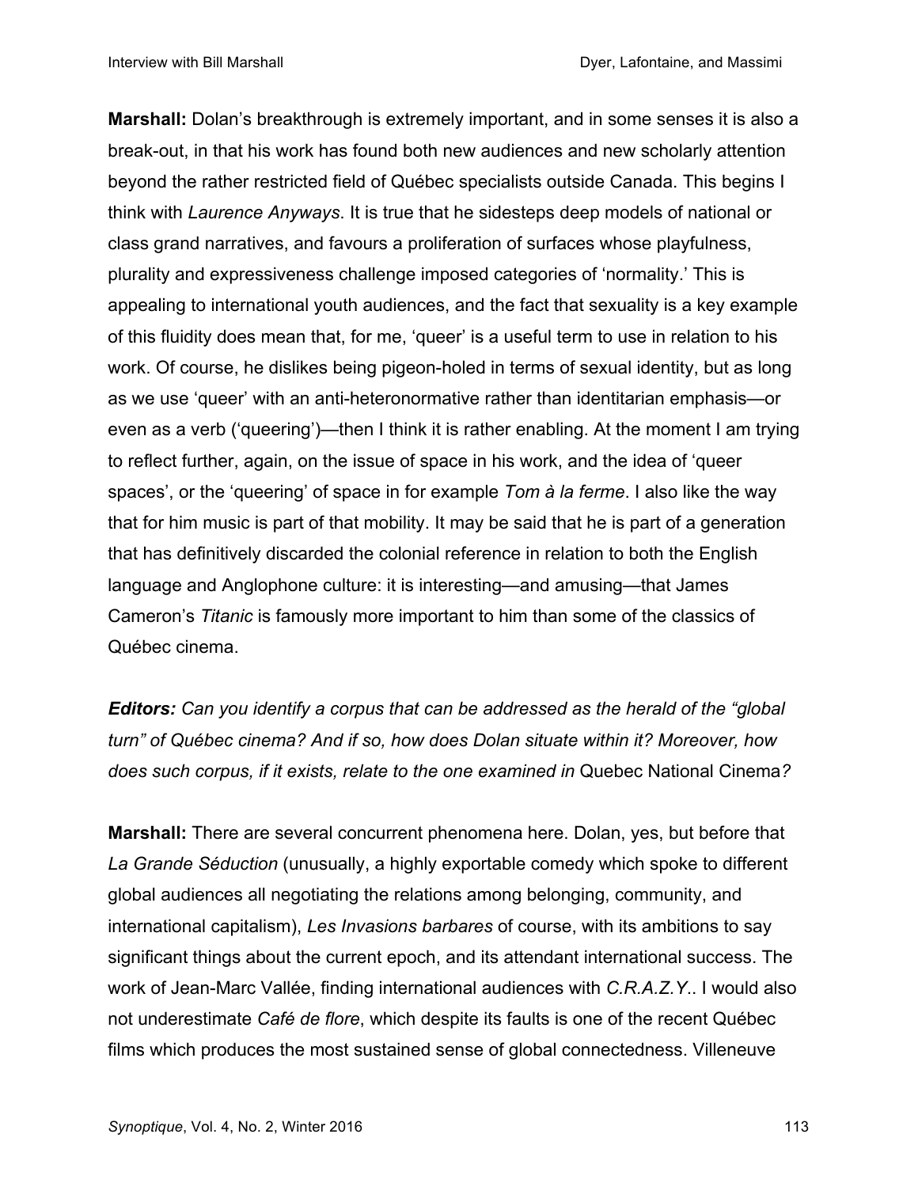**Marshall:** Dolan's breakthrough is extremely important, and in some senses it is also a break-out, in that his work has found both new audiences and new scholarly attention beyond the rather restricted field of Québec specialists outside Canada. This begins I think with *Laurence Anyways*. It is true that he sidesteps deep models of national or class grand narratives, and favours a proliferation of surfaces whose playfulness, plurality and expressiveness challenge imposed categories of 'normality.' This is appealing to international youth audiences, and the fact that sexuality is a key example of this fluidity does mean that, for me, 'queer' is a useful term to use in relation to his work. Of course, he dislikes being pigeon-holed in terms of sexual identity, but as long as we use 'queer' with an anti-heteronormative rather than identitarian emphasis—or even as a verb ('queering')—then I think it is rather enabling. At the moment I am trying to reflect further, again, on the issue of space in his work, and the idea of 'queer spaces', or the 'queering' of space in for example *Tom à la ferme*. I also like the way that for him music is part of that mobility. It may be said that he is part of a generation that has definitively discarded the colonial reference in relation to both the English language and Anglophone culture: it is interesting—and amusing—that James Cameron's *Titanic* is famously more important to him than some of the classics of Québec cinema.

***Editors:*** *Can you identify a corpus that can be addressed as the herald of the "global turn" of Québec cinema? And if so, how does Dolan situate within it? Moreover, how does such corpus, if it exists, relate to the one examined in* Quebec National Cinema*?*

**Marshall:** There are several concurrent phenomena here. Dolan, yes, but before that *La Grande Séduction* (unusually, a highly exportable comedy which spoke to different global audiences all negotiating the relations among belonging, community, and international capitalism), *Les Invasions barbares* of course, with its ambitions to say significant things about the current epoch, and its attendant international success. The work of Jean-Marc Vallée, finding international audiences with *C.R.A.Z.Y.*. I would also not underestimate *Café de flore*, which despite its faults is one of the recent Québec films which produces the most sustained sense of global connectedness. Villeneuve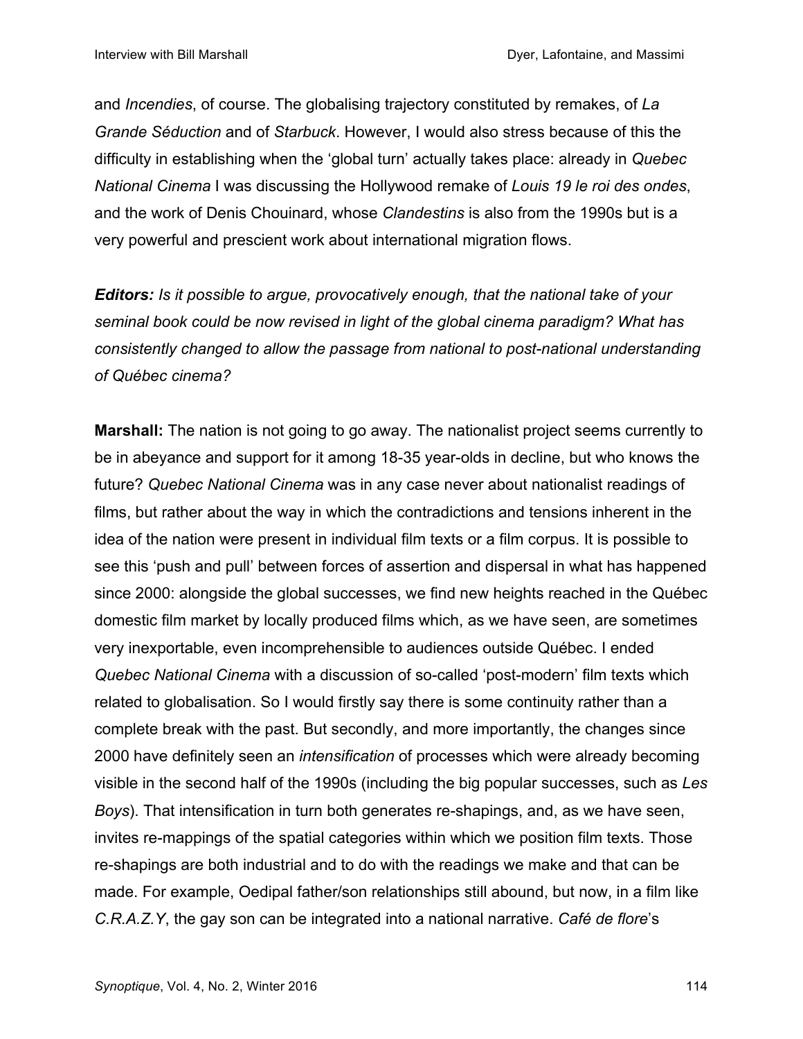and *Incendies*, of course. The globalising trajectory constituted by remakes, of *La Grande Séduction* and of *Starbuck*. However, I would also stress because of this the difficulty in establishing when the 'global turn' actually takes place: already in *Quebec National Cinema* I was discussing the Hollywood remake of *Louis 19 le roi des ondes*, and the work of Denis Chouinard, whose *Clandestins* is also from the 1990s but is a very powerful and prescient work about international migration flows.

***Editors:*** ***Is it possible to argue, provocatively enough, that the national take of your seminal book could be now revised in light of the global cinema paradigm? What has consistently changed to allow the passage from national to post-national understanding of Québec cinema?***

**Marshall:** The nation is not going to go away. The nationalist project seems currently to be in abeyance and support for it among 18-35 year-olds in decline, but who knows the future? *Quebec National Cinema* was in any case never about nationalist readings of films, but rather about the way in which the contradictions and tensions inherent in the idea of the nation were present in individual film texts or a film corpus. It is possible to see this 'push and pull' between forces of assertion and dispersal in what has happened since 2000: alongside the global successes, we find new heights reached in the Québec domestic film market by locally produced films which, as we have seen, are sometimes very inexportable, even incomprehensible to audiences outside Québec. I ended *Quebec National Cinema* with a discussion of so-called 'post-modern' film texts which related to globalisation. So I would firstly say there is some continuity rather than a complete break with the past. But secondly, and more importantly, the changes since 2000 have definitely seen an *intensification* of processes which were already becoming visible in the second half of the 1990s (including the big popular successes, such as *Les Boys*). That intensification in turn both generates re-shapings, and, as we have seen, invites re-mappings of the spatial categories within which we position film texts. Those re-shapings are both industrial and to do with the readings we make and that can be made. For example, Oedipal father/son relationships still abound, but now, in a film like *C.R.A.Z.Y*, the gay son can be integrated into a national narrative. *Café de flore*'s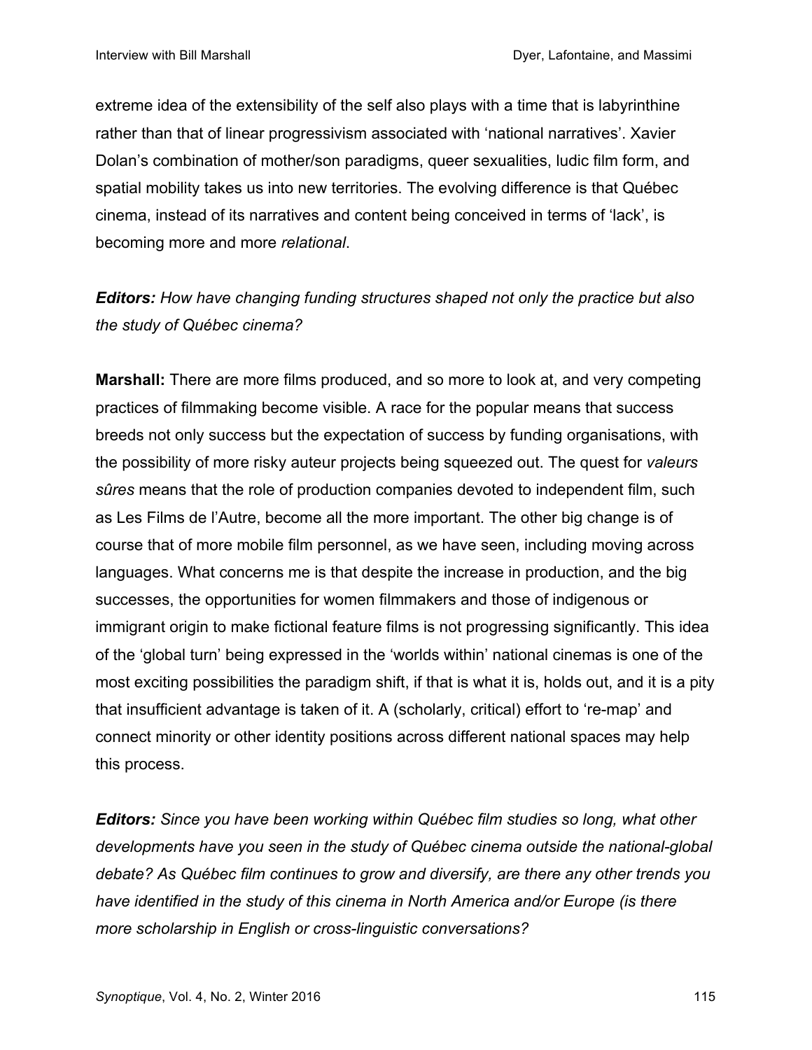extreme idea of the extensibility of the self also plays with a time that is labyrinthine rather than that of linear progressivism associated with ‘national narratives’. Xavier Dolan’s combination of mother/son paradigms, queer sexualities, ludic film form, and spatial mobility takes us into new territories. The evolving difference is that Québec cinema, instead of its narratives and content being conceived in terms of ‘lack’, is becoming more and more *relational*.

***Editors:*** *How have changing funding structures shaped not only the practice but also the study of Québec cinema?*

**Marshall:** There are more films produced, and so more to look at, and very competing practices of filmmaking become visible. A race for the popular means that success breeds not only success but the expectation of success by funding organisations, with the possibility of more risky auteur projects being squeezed out. The quest for *valeurs sûres* means that the role of production companies devoted to independent film, such as Les Films de l’Autre, become all the more important. The other big change is of course that of more mobile film personnel, as we have seen, including moving across languages. What concerns me is that despite the increase in production, and the big successes, the opportunities for women filmmakers and those of indigenous or immigrant origin to make fictional feature films is not progressing significantly. This idea of the ‘global turn’ being expressed in the ‘worlds within’ national cinemas is one of the most exciting possibilities the paradigm shift, if that is what it is, holds out, and it is a pity that insufficient advantage is taken of it. A (scholarly, critical) effort to ‘re-map’ and connect minority or other identity positions across different national spaces may help this process.

***Editors:*** *Since you have been working within Québec film studies so long, what other developments have you seen in the study of Québec cinema outside the national-global debate? As Québec film continues to grow and diversify, are there any other trends you have identified in the study of this cinema in North America and/or Europe (is there more scholarship in English or cross-linguistic conversations?*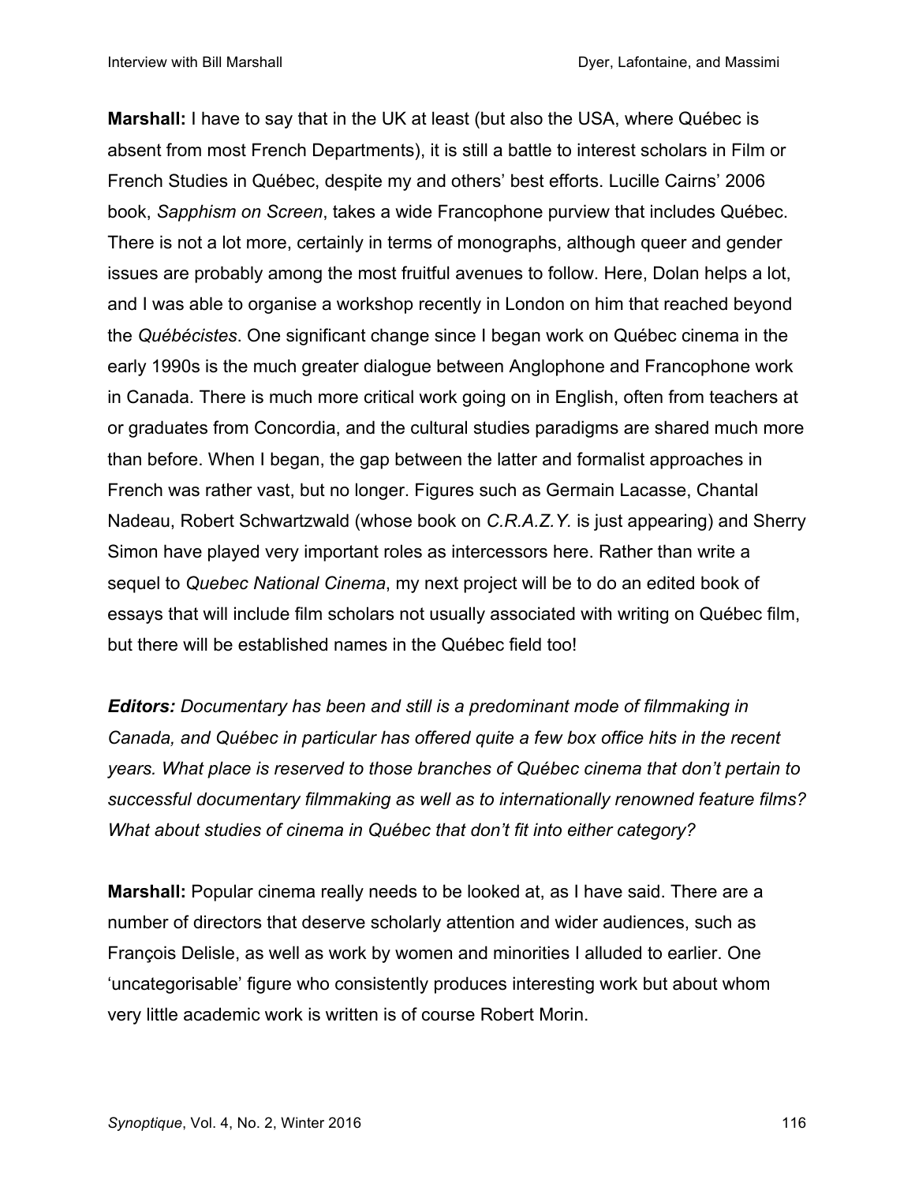**Marshall:** I have to say that in the UK at least (but also the USA, where Québec is absent from most French Departments), it is still a battle to interest scholars in Film or French Studies in Québec, despite my and others' best efforts. Lucille Cairns' 2006 book, *Sapphism on Screen*, takes a wide Francophone purview that includes Québec. There is not a lot more, certainly in terms of monographs, although queer and gender issues are probably among the most fruitful avenues to follow. Here, Dolan helps a lot, and I was able to organise a workshop recently in London on him that reached beyond the *Québécistes*. One significant change since I began work on Québec cinema in the early 1990s is the much greater dialogue between Anglophone and Francophone work in Canada. There is much more critical work going on in English, often from teachers at or graduates from Concordia, and the cultural studies paradigms are shared much more than before. When I began, the gap between the latter and formalist approaches in French was rather vast, but no longer. Figures such as Germain Lacasse, Chantal Nadeau, Robert Schwartzwald (whose book on *C.R.A.Z.Y.* is just appearing) and Sherry Simon have played very important roles as intercessors here. Rather than write a sequel to *Quebec National Cinema*, my next project will be to do an edited book of essays that will include film scholars not usually associated with writing on Québec film, but there will be established names in the Québec field too!

***Editors:*** *Documentary has been and still is a predominant mode of filmmaking in Canada, and Québec in particular has offered quite a few box office hits in the recent years. What place is reserved to those branches of Québec cinema that don't pertain to successful documentary filmmaking as well as to internationally renowned feature films? What about studies of cinema in Québec that don't fit into either category?*

**Marshall:** Popular cinema really needs to be looked at, as I have said. There are a number of directors that deserve scholarly attention and wider audiences, such as François Delisle, as well as work by women and minorities I alluded to earlier. One 'uncategorisable' figure who consistently produces interesting work but about whom very little academic work is written is of course Robert Morin.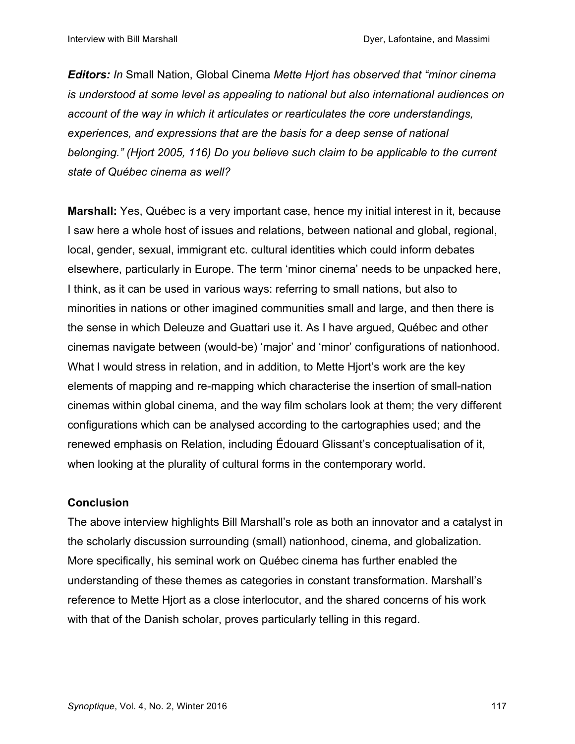***Editors:** In* Small Nation, Global Cinema *Mette Hjort has observed that "minor cinema is understood at some level as appealing to national but also international audiences on account of the way in which it articulates or rearticulates the core understandings, experiences, and expressions that are the basis for a deep sense of national belonging." (Hjort 2005, 116) Do you believe such claim to be applicable to the current state of Québec cinema as well?*

**Marshall:** Yes, Québec is a very important case, hence my initial interest in it, because I saw here a whole host of issues and relations, between national and global, regional, local, gender, sexual, immigrant etc. cultural identities which could inform debates elsewhere, particularly in Europe. The term 'minor cinema' needs to be unpacked here, I think, as it can be used in various ways: referring to small nations, but also to minorities in nations or other imagined communities small and large, and then there is the sense in which Deleuze and Guattari use it. As I have argued, Québec and other cinemas navigate between (would-be) 'major' and 'minor' configurations of nationhood. What I would stress in relation, and in addition, to Mette Hjort's work are the key elements of mapping and re-mapping which characterise the insertion of small-nation cinemas within global cinema, and the way film scholars look at them; the very different configurations which can be analysed according to the cartographies used; and the renewed emphasis on Relation, including Édouard Glissant's conceptualisation of it, when looking at the plurality of cultural forms in the contemporary world.

## Conclusion

The above interview highlights Bill Marshall's role as both an innovator and a catalyst in the scholarly discussion surrounding (small) nationhood, cinema, and globalization. More specifically, his seminal work on Québec cinema has further enabled the understanding of these themes as categories in constant transformation. Marshall's reference to Mette Hjort as a close interlocutor, and the shared concerns of his work with that of the Danish scholar, proves particularly telling in this regard.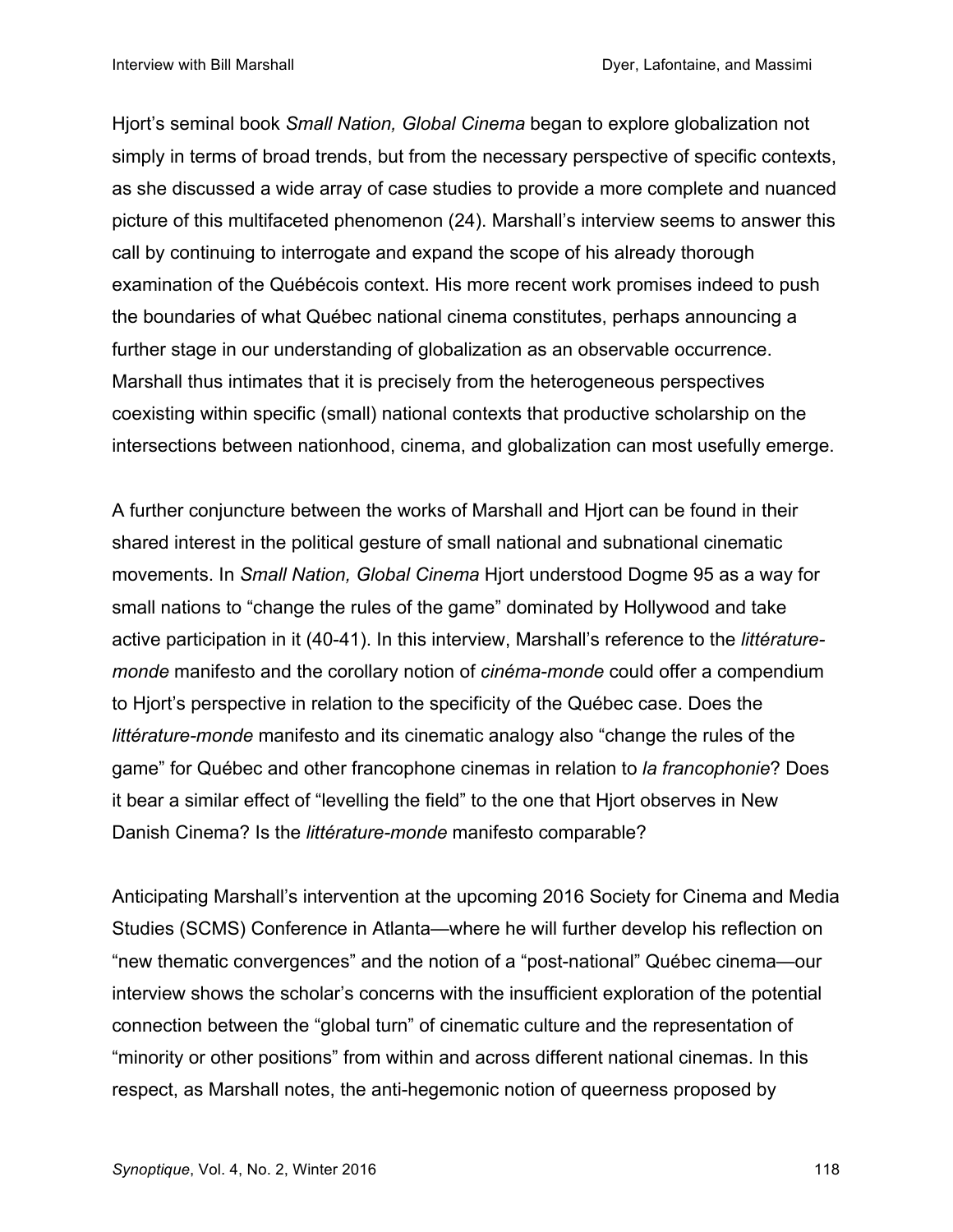Hjort's seminal book *Small Nation, Global Cinema* began to explore globalization not simply in terms of broad trends, but from the necessary perspective of specific contexts, as she discussed a wide array of case studies to provide a more complete and nuanced picture of this multifaceted phenomenon (24). Marshall's interview seems to answer this call by continuing to interrogate and expand the scope of his already thorough examination of the Québécois context. His more recent work promises indeed to push the boundaries of what Québec national cinema constitutes, perhaps announcing a further stage in our understanding of globalization as an observable occurrence. Marshall thus intimates that it is precisely from the heterogeneous perspectives coexisting within specific (small) national contexts that productive scholarship on the intersections between nationhood, cinema, and globalization can most usefully emerge.

A further conjuncture between the works of Marshall and Hjort can be found in their shared interest in the political gesture of small national and subnational cinematic movements. In *Small Nation, Global Cinema* Hjort understood Dogme 95 as a way for small nations to "change the rules of the game" dominated by Hollywood and take active participation in it (40-41). In this interview, Marshall's reference to the *littérature-monde* manifesto and the corollary notion of *cinéma-monde* could offer a compendium to Hjort's perspective in relation to the specificity of the Québec case. Does the *littérature-monde* manifesto and its cinematic analogy also "change the rules of the game" for Québec and other francophone cinemas in relation to *la francophonie*? Does it bear a similar effect of "levelling the field" to the one that Hjort observes in New Danish Cinema? Is the *littérature-monde* manifesto comparable?

Anticipating Marshall's intervention at the upcoming 2016 Society for Cinema and Media Studies (SCMS) Conference in Atlanta—where he will further develop his reflection on "new thematic convergences" and the notion of a "post-national" Québec cinema—our interview shows the scholar's concerns with the insufficient exploration of the potential connection between the "global turn" of cinematic culture and the representation of "minority or other positions" from within and across different national cinemas. In this respect, as Marshall notes, the anti-hegemonic notion of queerness proposed by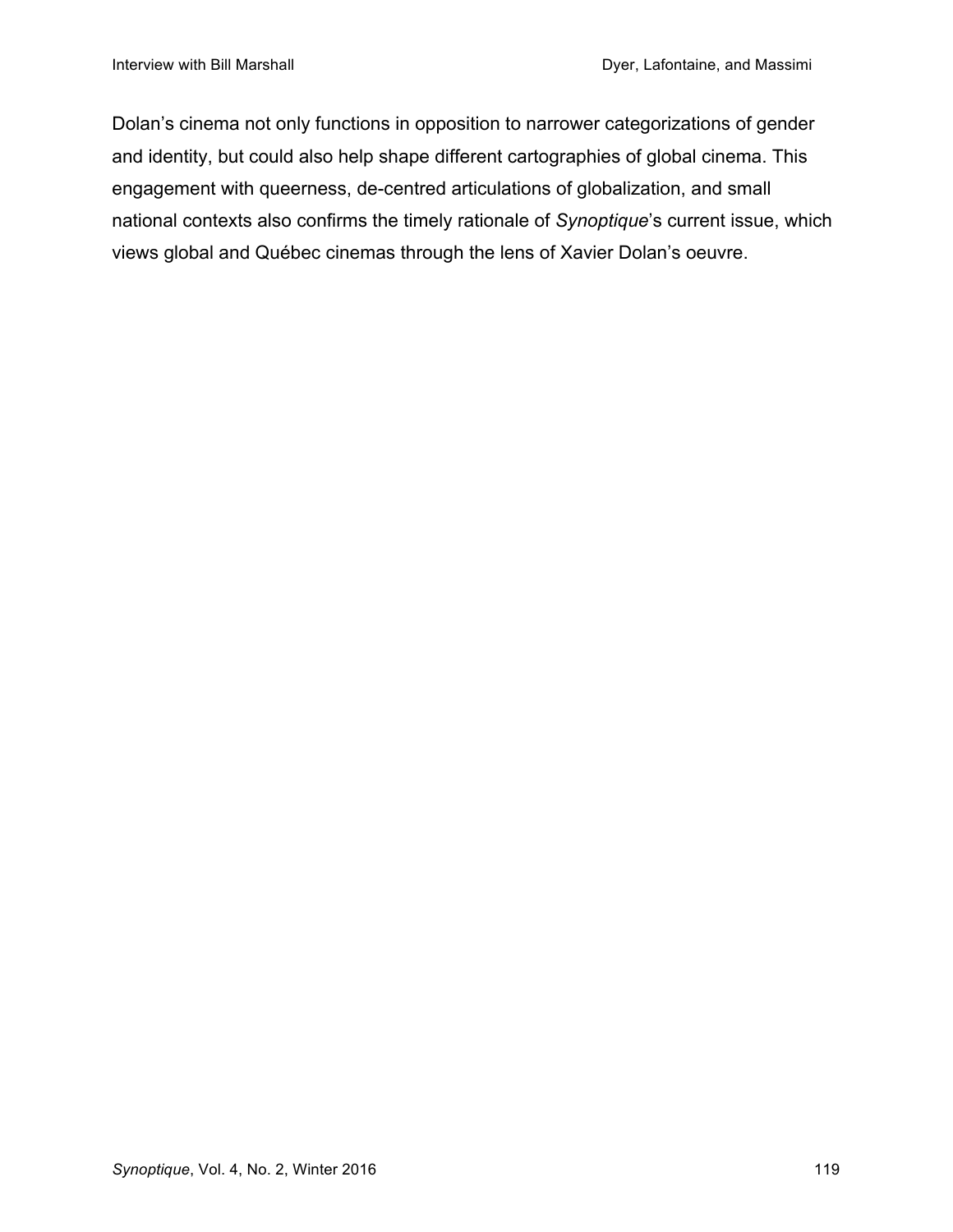Dolan’s cinema not only functions in opposition to narrower categorizations of gender and identity, but could also help shape different cartographies of global cinema. This engagement with queerness, de-centred articulations of globalization, and small national contexts also confirms the timely rationale of *Synoptique*’s current issue, which views global and Québec cinemas through the lens of Xavier Dolan’s oeuvre.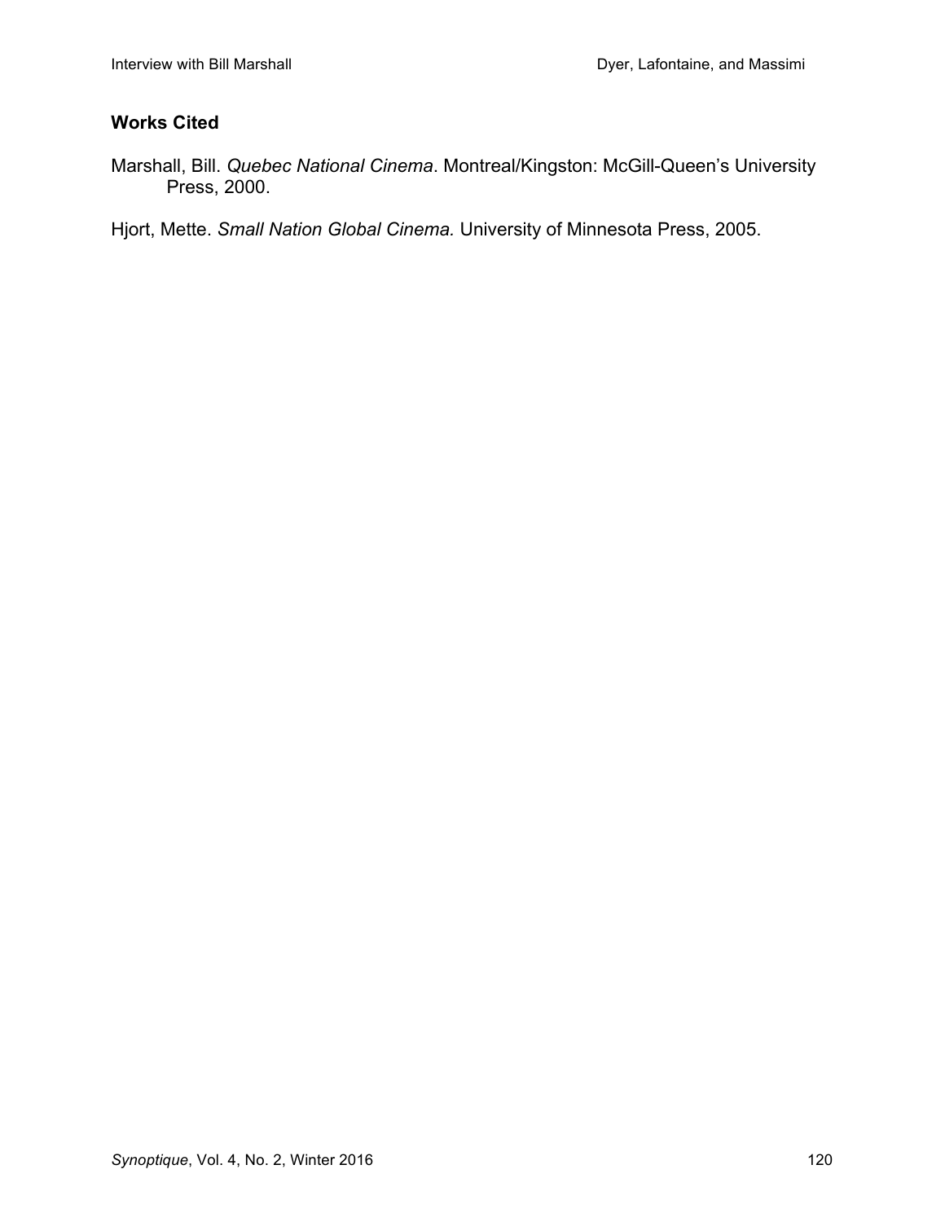## Works Cited

Marshall, Bill. *Quebec National Cinema*. Montreal/Kingston: McGill-Queen's University Press, 2000.

Hjort, Mette. *Small Nation Global Cinema.* University of Minnesota Press, 2005.